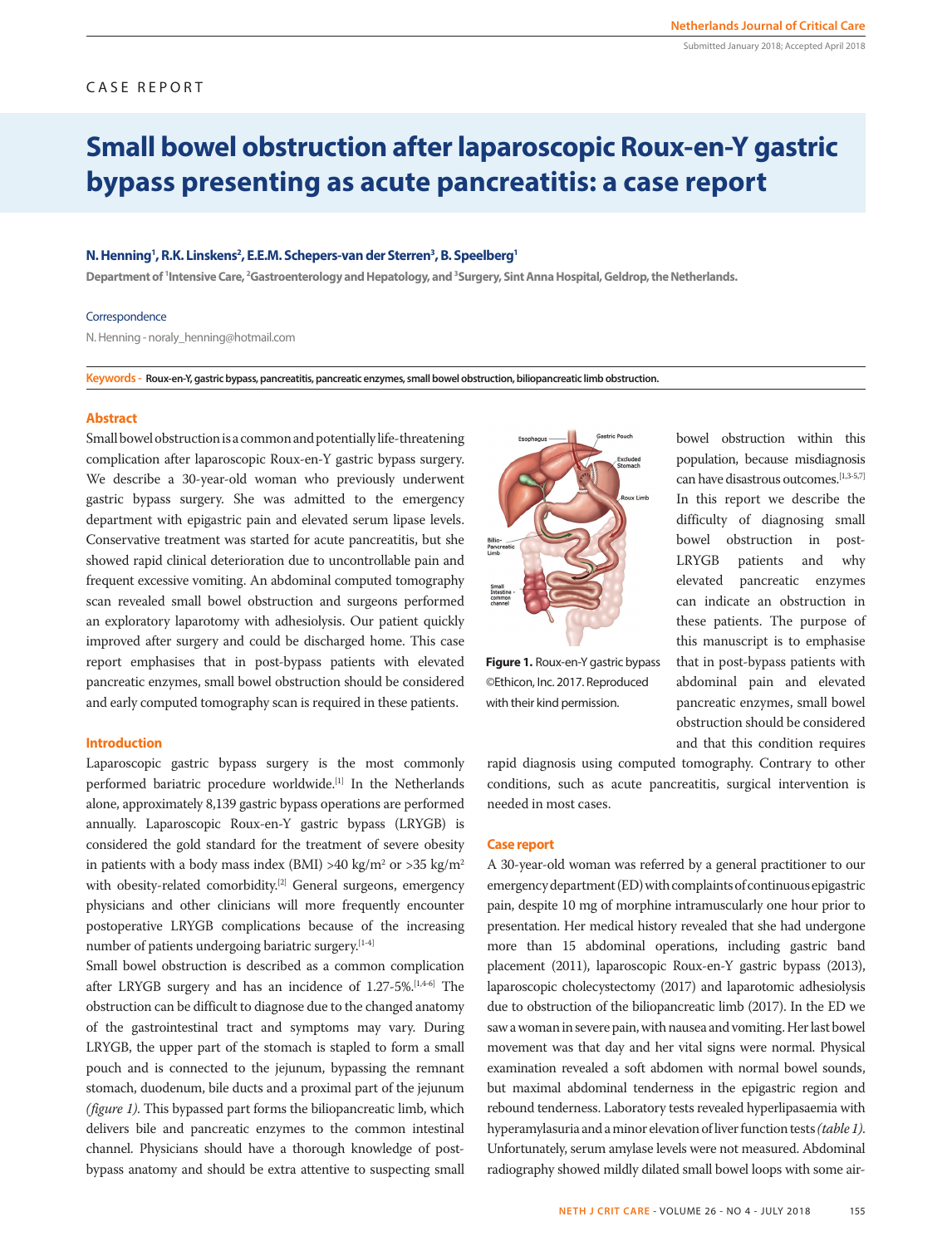CASE REPORT

# Small bowel obstruction after laparoscopic Roux-en-Y gastric bypass presenting as acute pancreatitis: a case report

**N. Henning[1], R.K. Linskens[2], E.E.M. Schepers-van der Sterren[3], B. Speelberg[1]**

Department of [1]Intensive Care, [2]Gastroenterology and Hepatology, and [3]Surgery, Sint Anna Hospital, Geldrop, the Netherlands.

Correspondence

N. Henning - noraly_henning@hotmail.com

**Keywords -** Roux-en-Y, gastric bypass, pancreatitis, pancreatic enzymes, small bowel obstruction, biliopancreatic limb obstruction.

## Abstract

Small bowel obstruction is a common and potentially life-threatening complication after laparoscopic Roux-en-Y gastric bypass surgery. We describe a 30-year-old woman who previously underwent gastric bypass surgery. She was admitted to the emergency department with epigastric pain and elevated serum lipase levels. Conservative treatment was started for acute pancreatitis, but she showed rapid clinical deterioration due to uncontrollable pain and frequent excessive vomiting. An abdominal computed tomography scan revealed small bowel obstruction and surgeons performed an exploratory laparotomy with adhesiolysis. Our patient quickly improved after surgery and could be discharged home. This case report emphasises that in post-bypass patients with elevated pancreatic enzymes, small bowel obstruction should be considered and early computed tomography scan is required in these patients.

## Introduction

Laparoscopic gastric bypass surgery is the most commonly performed bariatric procedure worldwide.[1] In the Netherlands alone, approximately 8,139 gastric bypass operations are performed annually. Laparoscopic Roux-en-Y gastric bypass (LRYGB) is considered the gold standard for the treatment of severe obesity in patients with a body mass index (BMI) >40 kg/m$^2$ or >35 kg/m$^2$ with obesity-related comorbidity.[2] General surgeons, emergency physicians and other clinicians will more frequently encounter postoperative LRYGB complications because of the increasing number of patients undergoing bariatric surgery.[1-4]

Small bowel obstruction is described as a common complication after LRYGB surgery and has an incidence of 1.27-5%.[1,4-6] The obstruction can be difficult to diagnose due to the changed anatomy of the gastrointestinal tract and symptoms may vary. During LRYGB, the upper part of the stomach is stapled to form a small pouch and is connected to the jejunum, bypassing the remnant stomach, duodenum, bile ducts and a proximal part of the jejunum *(figure 1)*. This bypassed part forms the biliopancreatic limb, which delivers bile and pancreatic enzymes to the common intestinal channel. Physicians should have a thorough knowledge of post-bypass anatomy and should be extra attentive to suspecting small bowel obstruction within this population, because misdiagnosis can have disastrous outcomes.[1,3-5,7] In this report we describe the difficulty of diagnosing small bowel obstruction in post-LRYGB patients and why elevated pancreatic enzymes can indicate an obstruction in these patients. The purpose of this manuscript is to emphasise that in post-bypass patients with abdominal pain and elevated pancreatic enzymes, small bowel obstruction should be considered and that this condition requires rapid diagnosis using computed tomography. Contrary to other conditions, such as acute pancreatitis, surgical intervention is needed in most cases.

Esophagus
Gastric Pouch
Excluded Stomach
Roux Limb
Billio-Pancreatic Limb
Small Intestine - common channel

**Figure 1.** Roux-en-Y gastric bypass ©Ethicon, Inc. 2017. Reproduced with their kind permission.

## Case report

A 30-year-old woman was referred by a general practitioner to our emergency department (ED) with complaints of continuous epigastric pain, despite 10 mg of morphine intramuscularly one hour prior to presentation. Her medical history revealed that she had undergone more than 15 abdominal operations, including gastric band placement (2011), laparoscopic Roux-en-Y gastric bypass (2013), laparoscopic cholecystectomy (2017) and laparotomic adhesiolysis due to obstruction of the biliopancreatic limb (2017). In the ED we saw a woman in severe pain, with nausea and vomiting. Her last bowel movement was that day and her vital signs were normal. Physical examination revealed a soft abdomen with normal bowel sounds, but maximal abdominal tenderness in the epigastric region and rebound tenderness. Laboratory tests revealed hyperlipasaemia with hyperamylasuria and a minor elevation of liver function tests *(table 1)*. Unfortunately, serum amylase levels were not measured. Abdominal radiography showed mildly dilated small bowel loops with some air-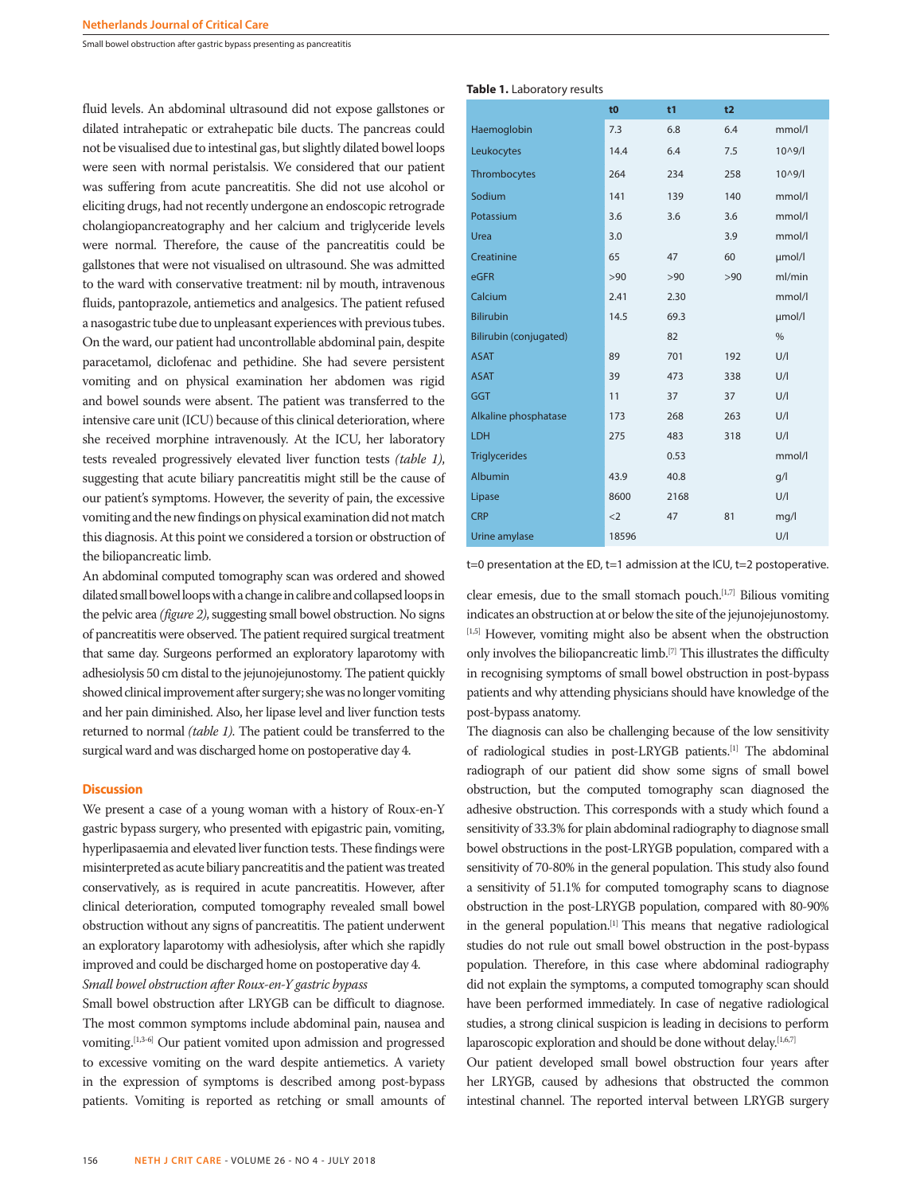fluid levels. An abdominal ultrasound did not expose gallstones or dilated intrahepatic or extrahepatic bile ducts. The pancreas could not be visualised due to intestinal gas, but slightly dilated bowel loops were seen with normal peristalsis. We considered that our patient was suffering from acute pancreatitis. She did not use alcohol or eliciting drugs, had not recently undergone an endoscopic retrograde cholangiopancreatography and her calcium and triglyceride levels were normal. Therefore, the cause of the pancreatitis could be gallstones that were not visualised on ultrasound. She was admitted to the ward with conservative treatment: nil by mouth, intravenous fluids, pantoprazole, antiemetics and analgesics. The patient refused a nasogastric tube due to unpleasant experiences with previous tubes. On the ward, our patient had uncontrollable abdominal pain, despite paracetamol, diclofenac and pethidine. She had severe persistent vomiting and on physical examination her abdomen was rigid and bowel sounds were absent. The patient was transferred to the intensive care unit (ICU) because of this clinical deterioration, where she received morphine intravenously. At the ICU, her laboratory tests revealed progressively elevated liver function tests *(table 1)*, suggesting that acute biliary pancreatitis might still be the cause of our patient's symptoms. However, the severity of pain, the excessive vomiting and the new findings on physical examination did not match this diagnosis. At this point we considered a torsion or obstruction of the biliopancreatic limb.

An abdominal computed tomography scan was ordered and showed dilated small bowel loops with a change in calibre and collapsed loops in the pelvic area *(figure 2)*, suggesting small bowel obstruction. No signs of pancreatitis were observed. The patient required surgical treatment that same day. Surgeons performed an exploratory laparotomy with adhesiolysis 50 cm distal to the jejunojejunostomy. The patient quickly showed clinical improvement after surgery; she was no longer vomiting and her pain diminished. Also, her lipase level and liver function tests returned to normal *(table 1)*. The patient could be transferred to the surgical ward and was discharged home on postoperative day 4.

**Table 1.** Laboratory results

| | t0 | t1 | t2 | |
|---|---|---|---|---|
| Haemoglobin | 7.3 | 6.8 | 6.4 | mmol/l |
| Leukocytes | 14.4 | 6.4 | 7.5 | 10^9/l |
| Thrombocytes | 264 | 234 | 258 | 10^9/l |
| Sodium | 141 | 139 | 140 | mmol/l |
| Potassium | 3.6 | 3.6 | 3.6 | mmol/l |
| Urea | 3.0 | | 3.9 | mmol/l |
| Creatinine | 65 | 47 | 60 | µmol/l |
| eGFR | >90 | >90 | >90 | ml/min |
| Calcium | 2.41 | 2.30 | | mmol/l |
| Bilirubin | 14.5 | 69.3 | | µmol/l |
| Bilirubin (conjugated) | | 82 | | % |
| ASAT | 89 | 701 | 192 | U/l |
| ASAT | 39 | 473 | 338 | U/l |
| GGT | 11 | 37 | 37 | U/l |
| Alkaline phosphatase | 173 | 268 | 263 | U/l |
| LDH | 275 | 483 | 318 | U/l |
| Triglycerides | | 0.53 | | mmol/l |
| Albumin | 43.9 | 40.8 | | g/l |
| Lipase | 8600 | 2168 | | U/l |
| CRP | <2 | 47 | 81 | mg/l |
| Urine amylase | 18596 | | | U/l |

t=0 presentation at the ED, t=1 admission at the ICU, t=2 postoperative.

## Discussion

We present a case of a young woman with a history of Roux-en-Y gastric bypass surgery, who presented with epigastric pain, vomiting, hyperlipasaemia and elevated liver function tests. These findings were misinterpreted as acute biliary pancreatitis and the patient was treated conservatively, as is required in acute pancreatitis. However, after clinical deterioration, computed tomography revealed small bowel obstruction without any signs of pancreatitis. The patient underwent an exploratory laparotomy with adhesiolysis, after which she rapidly improved and could be discharged home on postoperative day 4.

*Small bowel obstruction after Roux-en-Y gastric bypass*

Small bowel obstruction after LRYGB can be difficult to diagnose. The most common symptoms include abdominal pain, nausea and vomiting.[1,3-6] Our patient vomited upon admission and progressed to excessive vomiting on the ward despite antiemetics. A variety in the expression of symptoms is described among post-bypass patients. Vomiting is reported as retching or small amounts of clear emesis, due to the small stomach pouch.[1,7] Bilious vomiting indicates an obstruction at or below the site of the jejunojejunostomy.[1,5] However, vomiting might also be absent when the obstruction only involves the biliopancreatic limb.[7] This illustrates the difficulty in recognising symptoms of small bowel obstruction in post-bypass patients and why attending physicians should have knowledge of the post-bypass anatomy.

The diagnosis can also be challenging because of the low sensitivity of radiological studies in post-LRYGB patients.[1] The abdominal radiograph of our patient did show some signs of small bowel obstruction, but the computed tomography scan diagnosed the adhesive obstruction. This corresponds with a study which found a sensitivity of 33.3% for plain abdominal radiography to diagnose small bowel obstructions in the post-LRYGB population, compared with a sensitivity of 70-80% in the general population. This study also found a sensitivity of 51.1% for computed tomography scans to diagnose obstruction in the post-LRYGB population, compared with 80-90% in the general population.[1] This means that negative radiological studies do not rule out small bowel obstruction in the post-bypass population. Therefore, in this case where abdominal radiography did not explain the symptoms, a computed tomography scan should have been performed immediately. In case of negative radiological studies, a strong clinical suspicion is leading in decisions to perform laparoscopic exploration and should be done without delay.[1,6,7]

Our patient developed small bowel obstruction four years after her LRYGB, caused by adhesions that obstructed the common intestinal channel. The reported interval between LRYGB surgery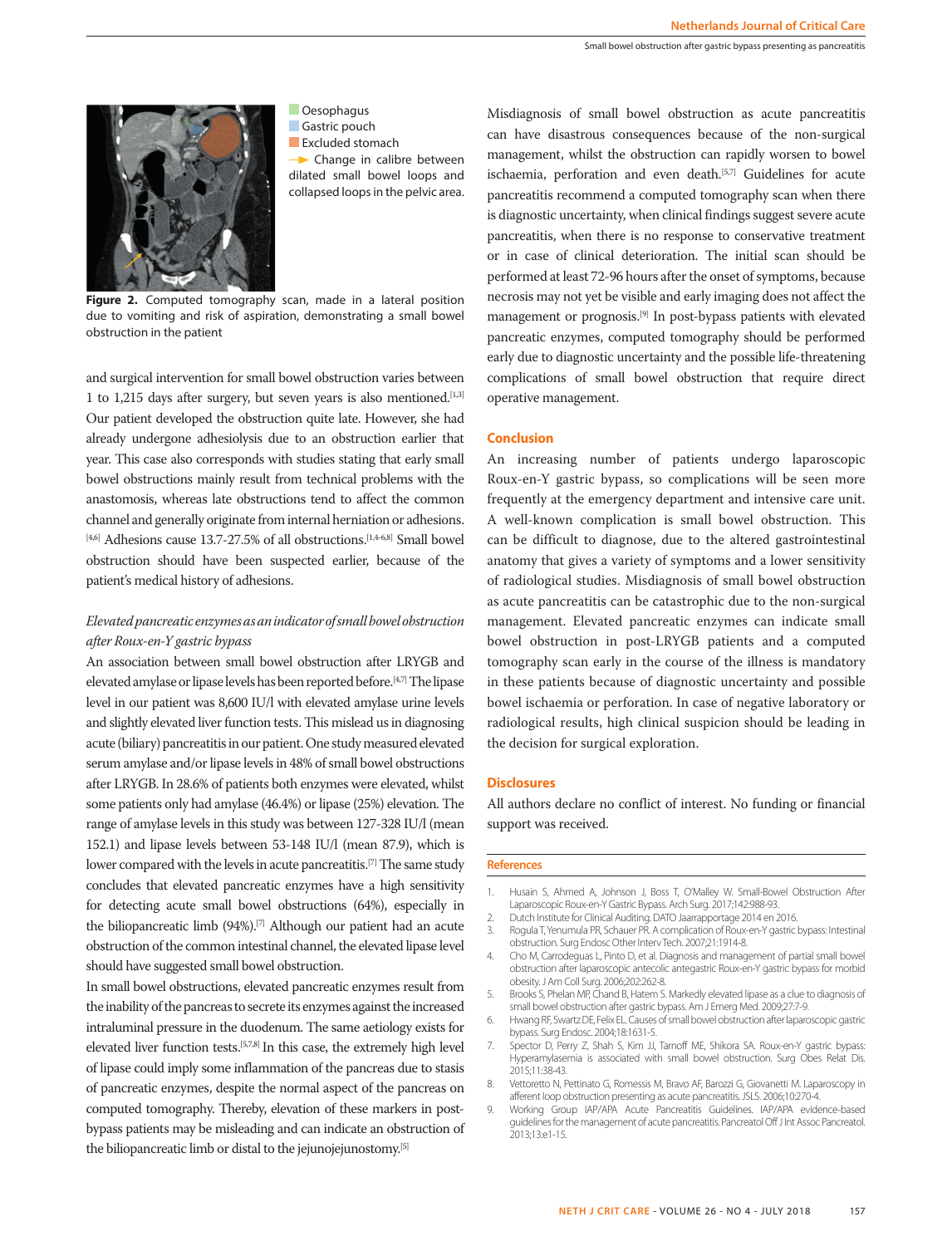Oesophagus
Gastric pouch
Excluded stomach
Change in calibre between dilated small bowel loops and collapsed loops in the pelvic area.

**Figure 2.** Computed tomography scan, made in a lateral position due to vomiting and risk of aspiration, demonstrating a small bowel obstruction in the patient

and surgical intervention for small bowel obstruction varies between 1 to 1,215 days after surgery, but seven years is also mentioned.[1,3] Our patient developed the obstruction quite late. However, she had already undergone adhesiolysis due to an obstruction earlier that year. This case also corresponds with studies stating that early small bowel obstructions mainly result from technical problems with the anastomosis, whereas late obstructions tend to affect the common channel and generally originate from internal herniation or adhesions.[4,6] Adhesions cause 13.7-27.5% of all obstructions.[1,4-6,8] Small bowel obstruction should have been suspected earlier, because of the patient's medical history of adhesions.

*Elevated pancreatic enzymes as an indicator of small bowel obstruction after Roux-en-Y gastric bypass*

An association between small bowel obstruction after LRYGB and elevated amylase or lipase levels has been reported before.[4,7] The lipase level in our patient was 8,600 IU/l with elevated amylase urine levels and slightly elevated liver function tests. This mislead us in diagnosing acute (biliary) pancreatitis in our patient. One study measured elevated serum amylase and/or lipase levels in 48% of small bowel obstructions after LRYGB. In 28.6% of patients both enzymes were elevated, whilst some patients only had amylase (46.4%) or lipase (25%) elevation. The range of amylase levels in this study was between 127-328 IU/l (mean 152.1) and lipase levels between 53-148 IU/l (mean 87.9), which is lower compared with the levels in acute pancreatitis.[7] The same study concludes that elevated pancreatic enzymes have a high sensitivity for detecting acute small bowel obstructions (64%), especially in the biliopancreatic limb (94%).[7] Although our patient had an acute obstruction of the common intestinal channel, the elevated lipase level should have suggested small bowel obstruction.

In small bowel obstructions, elevated pancreatic enzymes result from the inability of the pancreas to secrete its enzymes against the increased intraluminal pressure in the duodenum. The same aetiology exists for elevated liver function tests.[5,7,8] In this case, the extremely high level of lipase could imply some inflammation of the pancreas due to stasis of pancreatic enzymes, despite the normal aspect of the pancreas on computed tomography. Thereby, elevation of these markers in post-bypass patients may be misleading and can indicate an obstruction of the biliopancreatic limb or distal to the jejunojejunostomy.[5]

Misdiagnosis of small bowel obstruction as acute pancreatitis can have disastrous consequences because of the non-surgical management, whilst the obstruction can rapidly worsen to bowel ischaemia, perforation and even death.[5,7] Guidelines for acute pancreatitis recommend a computed tomography scan when there is diagnostic uncertainty, when clinical findings suggest severe acute pancreatitis, when there is no response to conservative treatment or in case of clinical deterioration. The initial scan should be performed at least 72-96 hours after the onset of symptoms, because necrosis may not yet be visible and early imaging does not affect the management or prognosis.[9] In post-bypass patients with elevated pancreatic enzymes, computed tomography should be performed early due to diagnostic uncertainty and the possible life-threatening complications of small bowel obstruction that require direct operative management.

## Conclusion

An increasing number of patients undergo laparoscopic Roux-en-Y gastric bypass, so complications will be seen more frequently at the emergency department and intensive care unit. A well-known complication is small bowel obstruction. This can be difficult to diagnose, due to the altered gastrointestinal anatomy that gives a variety of symptoms and a lower sensitivity of radiological studies. Misdiagnosis of small bowel obstruction as acute pancreatitis can be catastrophic due to the non-surgical management. Elevated pancreatic enzymes can indicate small bowel obstruction in post-LRYGB patients and a computed tomography scan early in the course of the illness is mandatory in these patients because of diagnostic uncertainty and possible bowel ischaemia or perforation. In case of negative laboratory or radiological results, high clinical suspicion should be leading in the decision for surgical exploration.

## Disclosures

All authors declare no conflict of interest. No funding or financial support was received.

## References

1. Husain S, Ahmed A, Johnson J, Boss T, O'Malley W. Small-Bowel Obstruction After Laparoscopic Roux-en-Y Gastric Bypass. Arch Surg. 2017;142:988-93.
2. Dutch Institute for Clinical Auditing. DATO Jaarrapportage 2014 en 2016.
3. Rogula T, Yenumula PR, Schauer PR. A complication of Roux-en-Y gastric bypass: Intestinal obstruction. Surg Endosc Other Interv Tech. 2007;21:1914-8.
4. Cho M, Carrodeguas L, Pinto D, et al. Diagnosis and management of partial small bowel obstruction after laparoscopic antecolic antegastric Roux-en-Y gastric bypass for morbid obesity. J Am Coll Surg. 2006;202:262-8.
5. Brooks S, Phelan MP, Chand B, Hatem S. Markedly elevated lipase as a clue to diagnosis of small bowel obstruction after gastric bypass. Am J Emerg Med. 2009;27:7-9.
6. Hwang RF, Swartz DE, Felix EL. Causes of small bowel obstruction after laparoscopic gastric bypass. Surg Endosc. 2004;18:1631-5.
7. Spector D, Perry Z, Shah S, Kim JJ, Tarnoff ME, Shikora SA. Roux-en-Y gastric bypass: Hyperamylasemia is associated with small bowel obstruction. Surg Obes Relat Dis. 2015;11:38-43.
8. Vettoretto N, Pettinato G, Romessis M, Bravo AF, Barozzi G, Giovanetti M. Laparoscopy in afferent loop obstruction presenting as acute pancreatitis. JSLS. 2006;10:270-4.
9. Working Group IAP/APA Acute Pancreatitis Guidelines. IAP/APA evidence-based guidelines for the management of acute pancreatitis. Pancreatol Off J Int Assoc Pancreatol. 2013;13:e1-15.